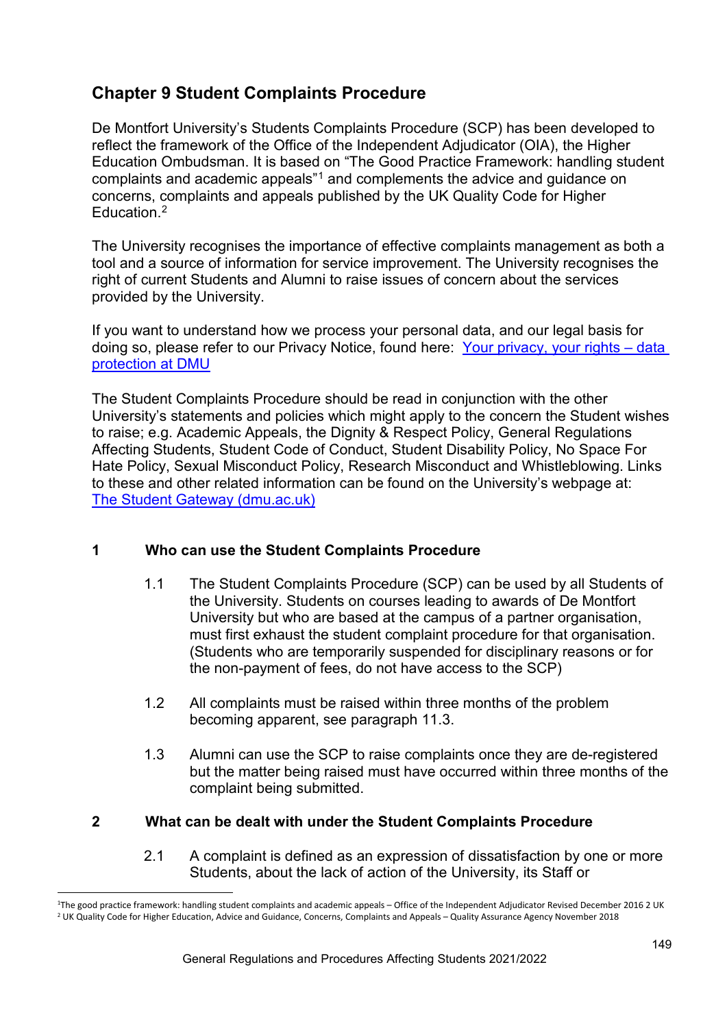# Chapter 9 Student Complaints Procedure

De Montfort University's Students Complaints Procedure (SCP) has been developed to reflect the framework of the Office of the Independent Adjudicator (OIA), the Higher Education Ombudsman. It is based on "The Good Practice Framework: handling student complaints and academic appeals"[1] and complements the advice and guidance on concerns, complaints and appeals published by the UK Quality Code for Higher Education.[2]

The University recognises the importance of effective complaints management as both a tool and a source of information for service improvement. The University recognises the right of current Students and Alumni to raise issues of concern about the services provided by the University.

If you want to understand how we process your personal data, and our legal basis for doing so, please refer to our Privacy Notice, found here: [Your privacy, your rights – data protection at DMU]

The Student Complaints Procedure should be read in conjunction with the other University's statements and policies which might apply to the concern the Student wishes to raise; e.g. Academic Appeals, the Dignity & Respect Policy, General Regulations Affecting Students, Student Code of Conduct, Student Disability Policy, No Space For Hate Policy, Sexual Misconduct Policy, Research Misconduct and Whistleblowing. Links to these and other related information can be found on the University's webpage at: [The Student Gateway (dmu.ac.uk)]

## 1 Who can use the Student Complaints Procedure

1.1 The Student Complaints Procedure (SCP) can be used by all Students of the University. Students on courses leading to awards of De Montfort University but who are based at the campus of a partner organisation, must first exhaust the student complaint procedure for that organisation. (Students who are temporarily suspended for disciplinary reasons or for the non-payment of fees, do not have access to the SCP)

1.2 All complaints must be raised within three months of the problem becoming apparent, see paragraph 11.3.

1.3 Alumni can use the SCP to raise complaints once they are de-registered but the matter being raised must have occurred within three months of the complaint being submitted.

## 2 What can be dealt with under the Student Complaints Procedure

2.1 A complaint is defined as an expression of dissatisfaction by one or more Students, about the lack of action of the University, its Staff or

---

[1] The good practice framework: handling student complaints and academic appeals – Office of the Independent Adjudicator Revised December 2016 2 UK

[2] UK Quality Code for Higher Education, Advice and Guidance, Concerns, Complaints and Appeals – Quality Assurance Agency November 2018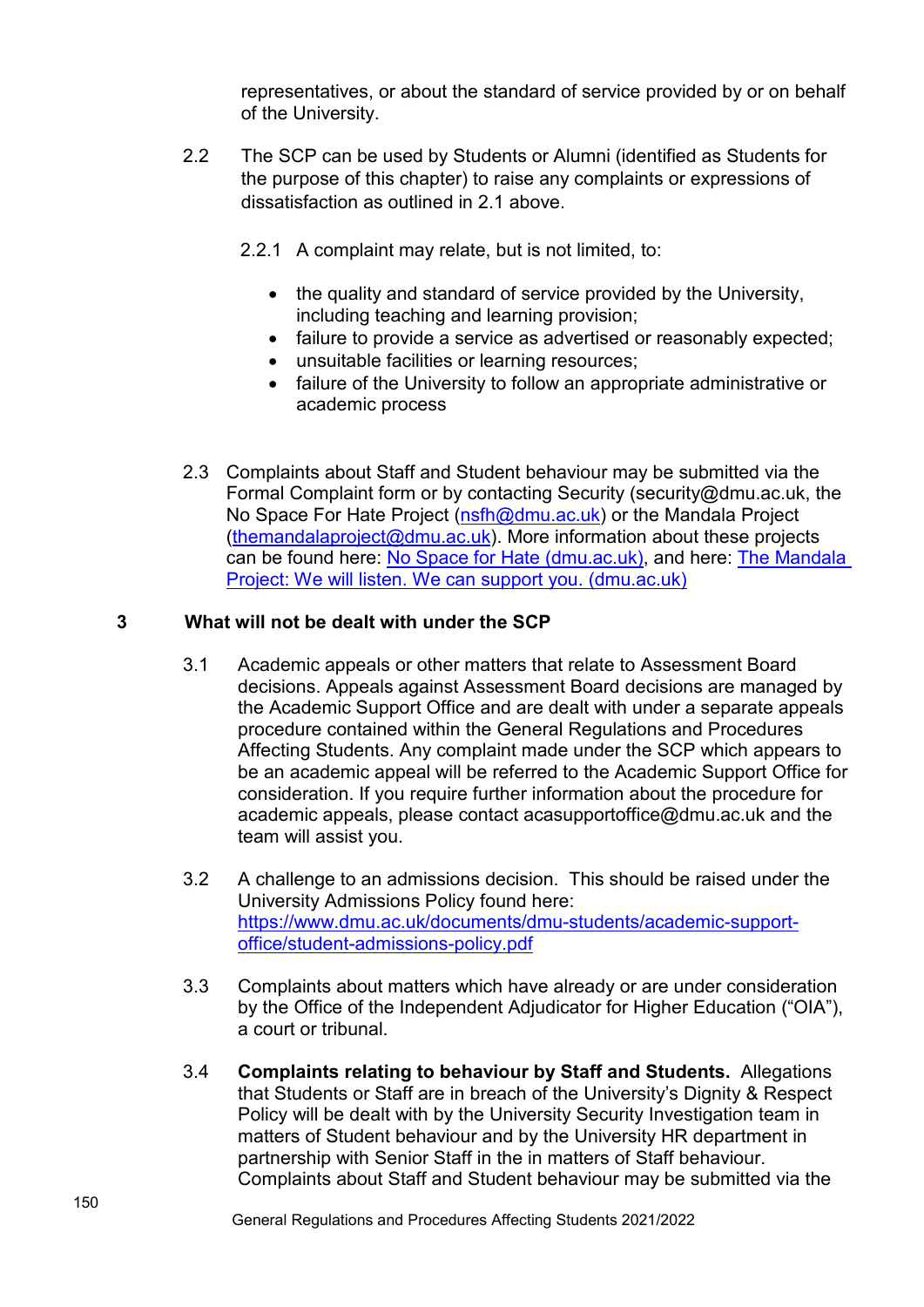representatives, or about the standard of service provided by or on behalf of the University.

2.2 The SCP can be used by Students or Alumni (identified as Students for the purpose of this chapter) to raise any complaints or expressions of dissatisfaction as outlined in 2.1 above.

2.2.1 A complaint may relate, but is not limited, to:

- the quality and standard of service provided by the University, including teaching and learning provision;
- failure to provide a service as advertised or reasonably expected;
- unsuitable facilities or learning resources;
- failure of the University to follow an appropriate administrative or academic process

2.3 Complaints about Staff and Student behaviour may be submitted via the Formal Complaint form or by contacting Security (security@dmu.ac.uk, the No Space For Hate Project (nsfh@dmu.ac.uk) or the Mandala Project (themandalaproject@dmu.ac.uk). More information about these projects can be found here: No Space for Hate (dmu.ac.uk), and here: The Mandala Project: We will listen. We can support you. (dmu.ac.uk)

## 3 What will not be dealt with under the SCP

3.1 Academic appeals or other matters that relate to Assessment Board decisions. Appeals against Assessment Board decisions are managed by the Academic Support Office and are dealt with under a separate appeals procedure contained within the General Regulations and Procedures Affecting Students. Any complaint made under the SCP which appears to be an academic appeal will be referred to the Academic Support Office for consideration. If you require further information about the procedure for academic appeals, please contact acasupportoffice@dmu.ac.uk and the team will assist you.

3.2 A challenge to an admissions decision. This should be raised under the University Admissions Policy found here: https://www.dmu.ac.uk/documents/dmu-students/academic-support-office/student-admissions-policy.pdf

3.3 Complaints about matters which have already or are under consideration by the Office of the Independent Adjudicator for Higher Education ("OIA"), a court or tribunal.

3.4 **Complaints relating to behaviour by Staff and Students.** Allegations that Students or Staff are in breach of the University's Dignity & Respect Policy will be dealt with by the University Security Investigation team in matters of Student behaviour and by the University HR department in partnership with Senior Staff in the in matters of Staff behaviour. Complaints about Staff and Student behaviour may be submitted via the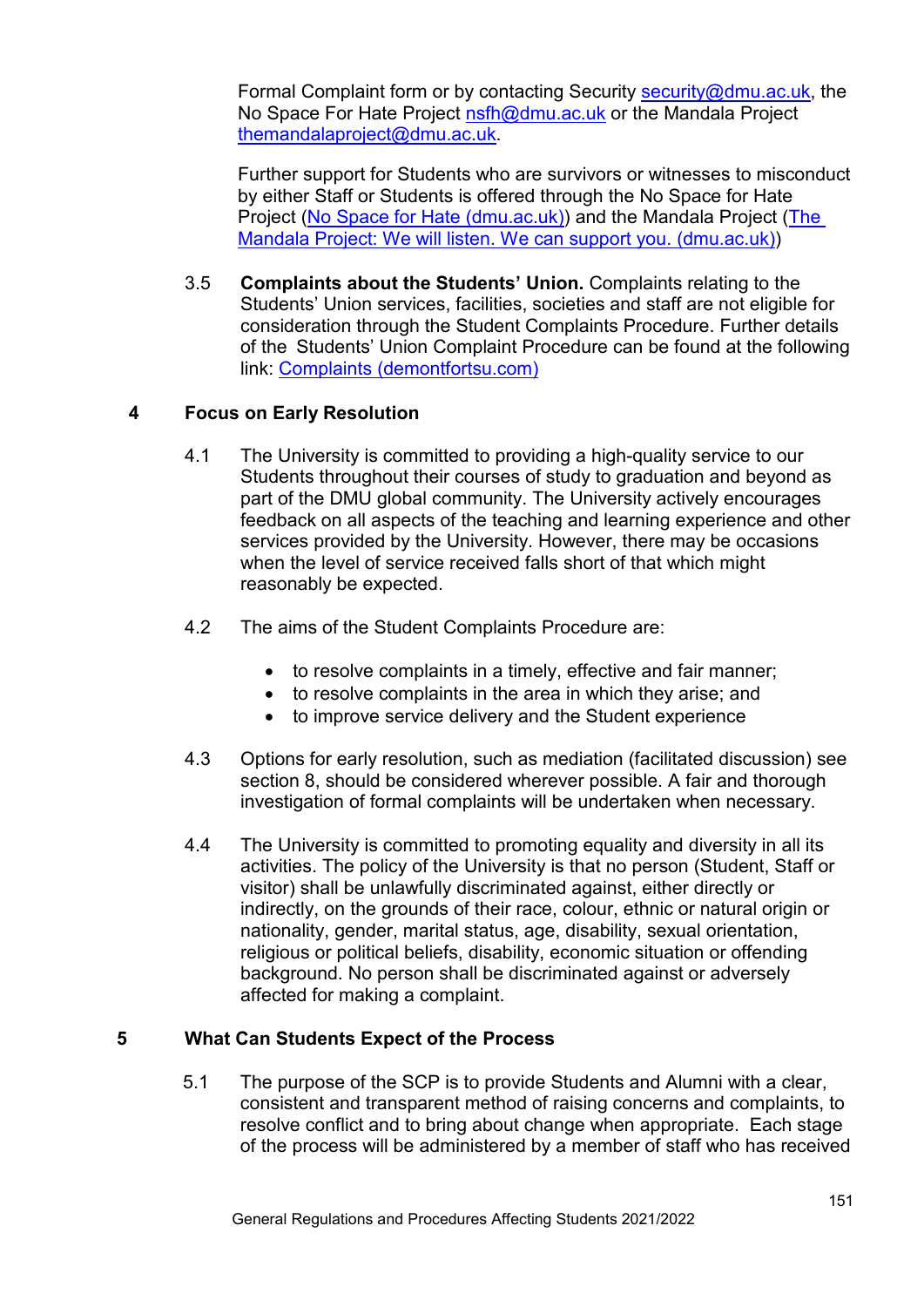Formal Complaint form or by contacting Security security@dmu.ac.uk, the No Space For Hate Project nsfh@dmu.ac.uk or the Mandala Project themandalaproject@dmu.ac.uk.

Further support for Students who are survivors or witnesses to misconduct by either Staff or Students is offered through the No Space for Hate Project (No Space for Hate (dmu.ac.uk)) and the Mandala Project (The Mandala Project: We will listen. We can support you. (dmu.ac.uk))

3.5 **Complaints about the Students' Union.** Complaints relating to the Students' Union services, facilities, societies and staff are not eligible for consideration through the Student Complaints Procedure. Further details of the Students' Union Complaint Procedure can be found at the following link: Complaints (demontfortsu.com)

## 4 Focus on Early Resolution

4.1 The University is committed to providing a high-quality service to our Students throughout their courses of study to graduation and beyond as part of the DMU global community. The University actively encourages feedback on all aspects of the teaching and learning experience and other services provided by the University. However, there may be occasions when the level of service received falls short of that which might reasonably be expected.

4.2 The aims of the Student Complaints Procedure are:

- to resolve complaints in a timely, effective and fair manner;
- to resolve complaints in the area in which they arise; and
- to improve service delivery and the Student experience

4.3 Options for early resolution, such as mediation (facilitated discussion) see section 8, should be considered wherever possible. A fair and thorough investigation of formal complaints will be undertaken when necessary.

4.4 The University is committed to promoting equality and diversity in all its activities. The policy of the University is that no person (Student, Staff or visitor) shall be unlawfully discriminated against, either directly or indirectly, on the grounds of their race, colour, ethnic or natural origin or nationality, gender, marital status, age, disability, sexual orientation, religious or political beliefs, disability, economic situation or offending background. No person shall be discriminated against or adversely affected for making a complaint.

## 5 What Can Students Expect of the Process

5.1 The purpose of the SCP is to provide Students and Alumni with a clear, consistent and transparent method of raising concerns and complaints, to resolve conflict and to bring about change when appropriate. Each stage of the process will be administered by a member of staff who has received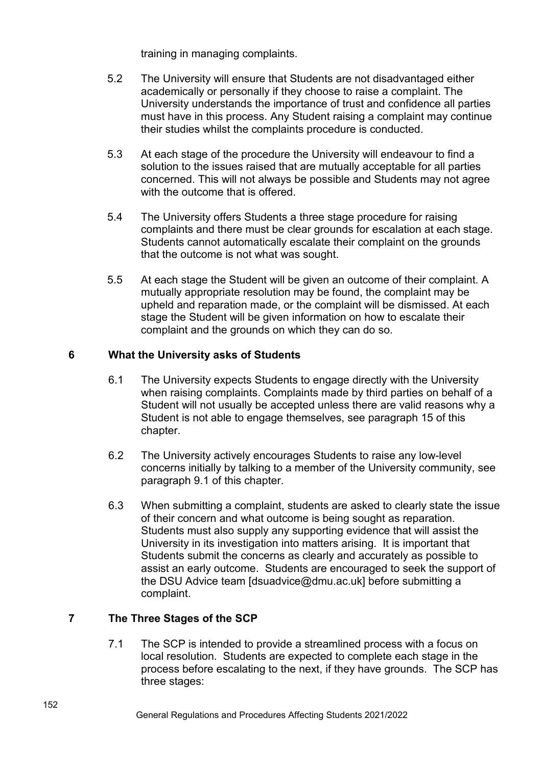training in managing complaints.

5.2 The University will ensure that Students are not disadvantaged either academically or personally if they choose to raise a complaint. The University understands the importance of trust and confidence all parties must have in this process. Any Student raising a complaint may continue their studies whilst the complaints procedure is conducted.

5.3 At each stage of the procedure the University will endeavour to find a solution to the issues raised that are mutually acceptable for all parties concerned. This will not always be possible and Students may not agree with the outcome that is offered.

5.4 The University offers Students a three stage procedure for raising complaints and there must be clear grounds for escalation at each stage. Students cannot automatically escalate their complaint on the grounds that the outcome is not what was sought.

5.5 At each stage the Student will be given an outcome of their complaint. A mutually appropriate resolution may be found, the complaint may be upheld and reparation made, or the complaint will be dismissed. At each stage the Student will be given information on how to escalate their complaint and the grounds on which they can do so.

## 6 What the University asks of Students

6.1 The University expects Students to engage directly with the University when raising complaints. Complaints made by third parties on behalf of a Student will not usually be accepted unless there are valid reasons why a Student is not able to engage themselves, see paragraph 15 of this chapter.

6.2 The University actively encourages Students to raise any low-level concerns initially by talking to a member of the University community, see paragraph 9.1 of this chapter.

6.3 When submitting a complaint, students are asked to clearly state the issue of their concern and what outcome is being sought as reparation. Students must also supply any supporting evidence that will assist the University in its investigation into matters arising. It is important that Students submit the concerns as clearly and accurately as possible to assist an early outcome. Students are encouraged to seek the support of the DSU Advice team [dsuadvice@dmu.ac.uk] before submitting a complaint.

## 7 The Three Stages of the SCP

7.1 The SCP is intended to provide a streamlined process with a focus on local resolution. Students are expected to complete each stage in the process before escalating to the next, if they have grounds. The SCP has three stages: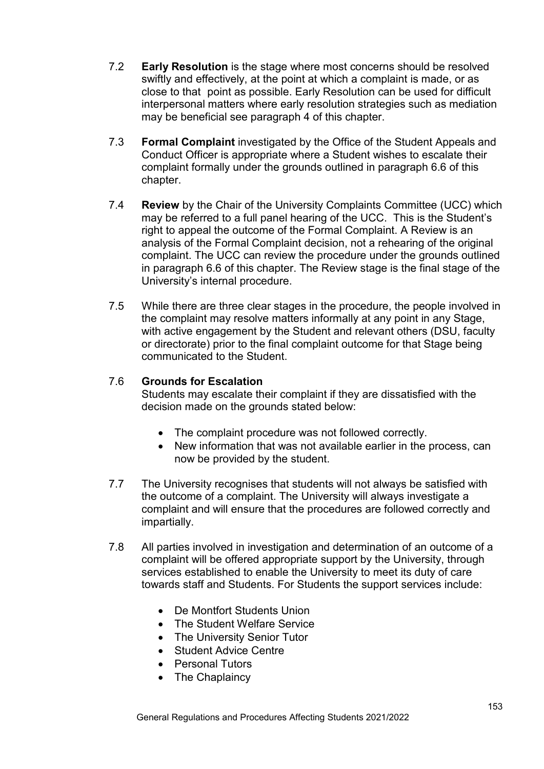7.2 **Early Resolution** is the stage where most concerns should be resolved swiftly and effectively, at the point at which a complaint is made, or as close to that point as possible. Early Resolution can be used for difficult interpersonal matters where early resolution strategies such as mediation may be beneficial see paragraph 4 of this chapter.

7.3 **Formal Complaint** investigated by the Office of the Student Appeals and Conduct Officer is appropriate where a Student wishes to escalate their complaint formally under the grounds outlined in paragraph 6.6 of this chapter.

7.4 **Review** by the Chair of the University Complaints Committee (UCC) which may be referred to a full panel hearing of the UCC. This is the Student's right to appeal the outcome of the Formal Complaint. A Review is an analysis of the Formal Complaint decision, not a rehearing of the original complaint. The UCC can review the procedure under the grounds outlined in paragraph 6.6 of this chapter. The Review stage is the final stage of the University's internal procedure.

7.5 While there are three clear stages in the procedure, the people involved in the complaint may resolve matters informally at any point in any Stage, with active engagement by the Student and relevant others (DSU, faculty or directorate) prior to the final complaint outcome for that Stage being communicated to the Student.

7.6 **Grounds for Escalation**

Students may escalate their complaint if they are dissatisfied with the decision made on the grounds stated below:

- The complaint procedure was not followed correctly.
- New information that was not available earlier in the process, can now be provided by the student.

7.7 The University recognises that students will not always be satisfied with the outcome of a complaint. The University will always investigate a complaint and will ensure that the procedures are followed correctly and impartially.

7.8 All parties involved in investigation and determination of an outcome of a complaint will be offered appropriate support by the University, through services established to enable the University to meet its duty of care towards staff and Students. For Students the support services include:

- De Montfort Students Union
- The Student Welfare Service
- The University Senior Tutor
- Student Advice Centre
- Personal Tutors
- The Chaplaincy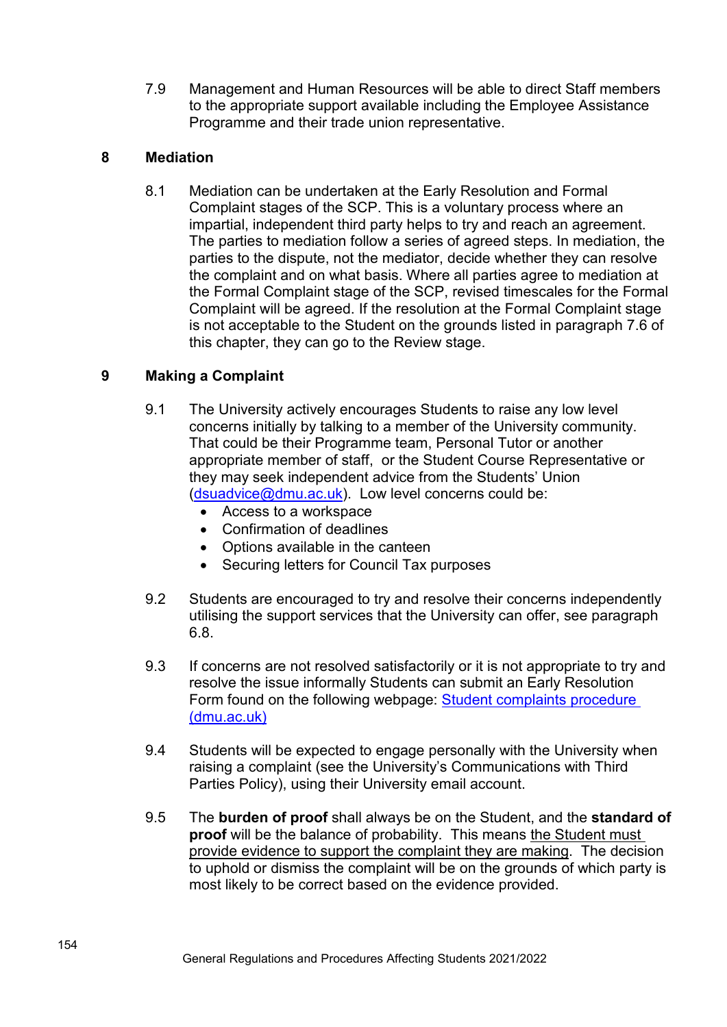7.9 Management and Human Resources will be able to direct Staff members to the appropriate support available including the Employee Assistance Programme and their trade union representative.

## 8 Mediation

8.1 Mediation can be undertaken at the Early Resolution and Formal Complaint stages of the SCP. This is a voluntary process where an impartial, independent third party helps to try and reach an agreement. The parties to mediation follow a series of agreed steps. In mediation, the parties to the dispute, not the mediator, decide whether they can resolve the complaint and on what basis. Where all parties agree to mediation at the Formal Complaint stage of the SCP, revised timescales for the Formal Complaint will be agreed. If the resolution at the Formal Complaint stage is not acceptable to the Student on the grounds listed in paragraph 7.6 of this chapter, they can go to the Review stage.

## 9 Making a Complaint

9.1 The University actively encourages Students to raise any low level concerns initially by talking to a member of the University community. That could be their Programme team, Personal Tutor or another appropriate member of staff, or the Student Course Representative or they may seek independent advice from the Students' Union ([dsuadvice@dmu.ac.uk](mailto:dsuadvice@dmu.ac.uk)). Low level concerns could be:

- Access to a workspace
- Confirmation of deadlines
- Options available in the canteen
- Securing letters for Council Tax purposes

9.2 Students are encouraged to try and resolve their concerns independently utilising the support services that the University can offer, see paragraph 6.8.

9.3 If concerns are not resolved satisfactorily or it is not appropriate to try and resolve the issue informally Students can submit an Early Resolution Form found on the following webpage: [Student complaints procedure (dmu.ac.uk)]()

9.4 Students will be expected to engage personally with the University when raising a complaint (see the University's Communications with Third Parties Policy), using their University email account.

9.5 The **burden of proof** shall always be on the Student, and the **standard of proof** will be the balance of probability. This means <u>the Student must provide evidence to support the complaint they are making</u>. The decision to uphold or dismiss the complaint will be on the grounds of which party is most likely to be correct based on the evidence provided.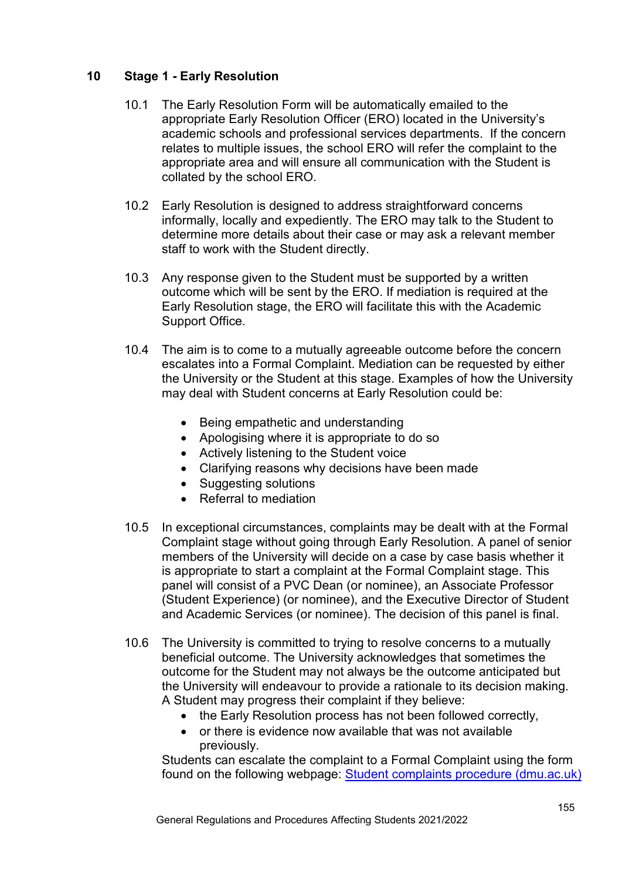## 10 Stage 1 - Early Resolution

10.1 The Early Resolution Form will be automatically emailed to the appropriate Early Resolution Officer (ERO) located in the University's academic schools and professional services departments. If the concern relates to multiple issues, the school ERO will refer the complaint to the appropriate area and will ensure all communication with the Student is collated by the school ERO.

10.2 Early Resolution is designed to address straightforward concerns informally, locally and expediently. The ERO may talk to the Student to determine more details about their case or may ask a relevant member staff to work with the Student directly.

10.3 Any response given to the Student must be supported by a written outcome which will be sent by the ERO. If mediation is required at the Early Resolution stage, the ERO will facilitate this with the Academic Support Office.

10.4 The aim is to come to a mutually agreeable outcome before the concern escalates into a Formal Complaint. Mediation can be requested by either the University or the Student at this stage. Examples of how the University may deal with Student concerns at Early Resolution could be:

- Being empathetic and understanding
- Apologising where it is appropriate to do so
- Actively listening to the Student voice
- Clarifying reasons why decisions have been made
- Suggesting solutions
- Referral to mediation

10.5 In exceptional circumstances, complaints may be dealt with at the Formal Complaint stage without going through Early Resolution. A panel of senior members of the University will decide on a case by case basis whether it is appropriate to start a complaint at the Formal Complaint stage. This panel will consist of a PVC Dean (or nominee), an Associate Professor (Student Experience) (or nominee), and the Executive Director of Student and Academic Services (or nominee). The decision of this panel is final.

10.6 The University is committed to trying to resolve concerns to a mutually beneficial outcome. The University acknowledges that sometimes the outcome for the Student may not always be the outcome anticipated but the University will endeavour to provide a rationale to its decision making. A Student may progress their complaint if they believe:

- the Early Resolution process has not been followed correctly,
- or there is evidence now available that was not available previously.

Students can escalate the complaint to a Formal Complaint using the form found on the following webpage: [Student complaints procedure (dmu.ac.uk)](https://www.dmu.ac.uk)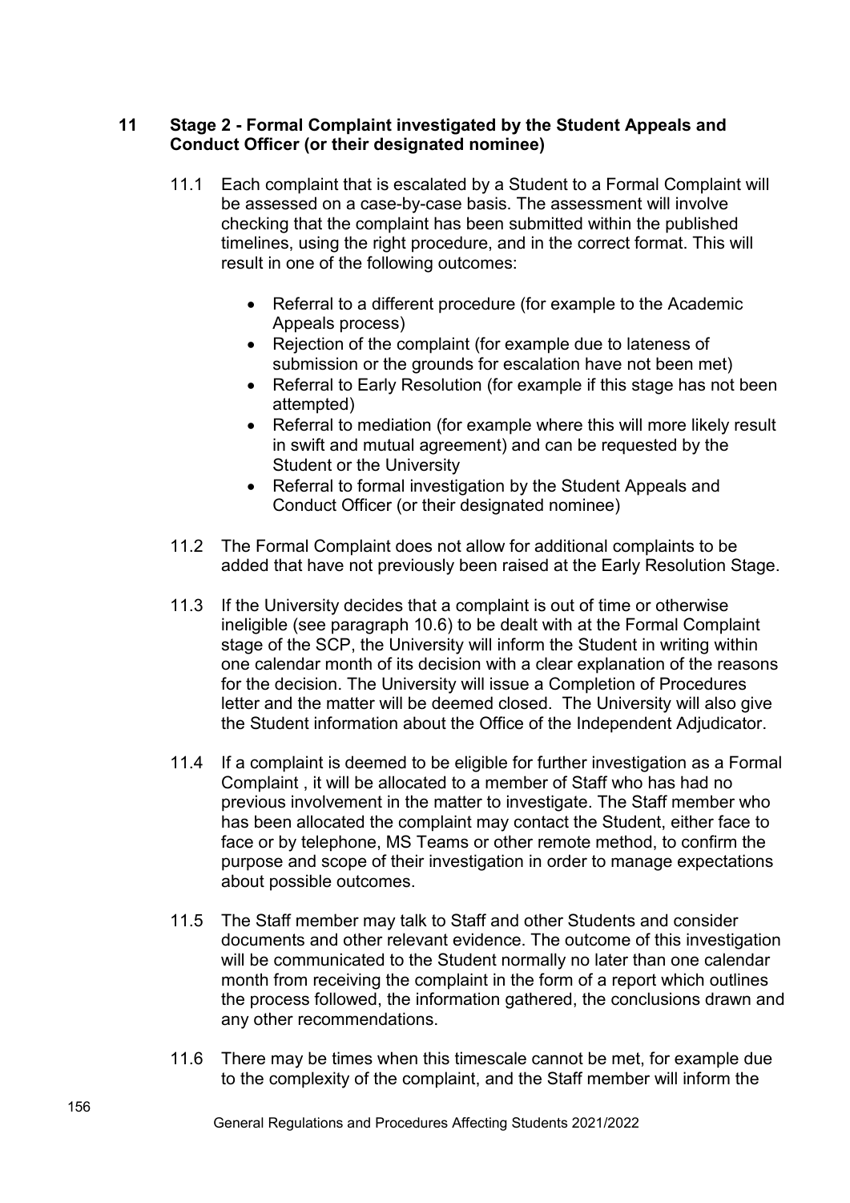## 11 Stage 2 - Formal Complaint investigated by the Student Appeals and Conduct Officer (or their designated nominee)

11.1 Each complaint that is escalated by a Student to a Formal Complaint will be assessed on a case-by-case basis. The assessment will involve checking that the complaint has been submitted within the published timelines, using the right procedure, and in the correct format. This will result in one of the following outcomes:

- Referral to a different procedure (for example to the Academic Appeals process)
- Rejection of the complaint (for example due to lateness of submission or the grounds for escalation have not been met)
- Referral to Early Resolution (for example if this stage has not been attempted)
- Referral to mediation (for example where this will more likely result in swift and mutual agreement) and can be requested by the Student or the University
- Referral to formal investigation by the Student Appeals and Conduct Officer (or their designated nominee)

11.2 The Formal Complaint does not allow for additional complaints to be added that have not previously been raised at the Early Resolution Stage.

11.3 If the University decides that a complaint is out of time or otherwise ineligible (see paragraph 10.6) to be dealt with at the Formal Complaint stage of the SCP, the University will inform the Student in writing within one calendar month of its decision with a clear explanation of the reasons for the decision. The University will issue a Completion of Procedures letter and the matter will be deemed closed. The University will also give the Student information about the Office of the Independent Adjudicator.

11.4 If a complaint is deemed to be eligible for further investigation as a Formal Complaint , it will be allocated to a member of Staff who has had no previous involvement in the matter to investigate. The Staff member who has been allocated the complaint may contact the Student, either face to face or by telephone, MS Teams or other remote method, to confirm the purpose and scope of their investigation in order to manage expectations about possible outcomes.

11.5 The Staff member may talk to Staff and other Students and consider documents and other relevant evidence. The outcome of this investigation will be communicated to the Student normally no later than one calendar month from receiving the complaint in the form of a report which outlines the process followed, the information gathered, the conclusions drawn and any other recommendations.

11.6 There may be times when this timescale cannot be met, for example due to the complexity of the complaint, and the Staff member will inform the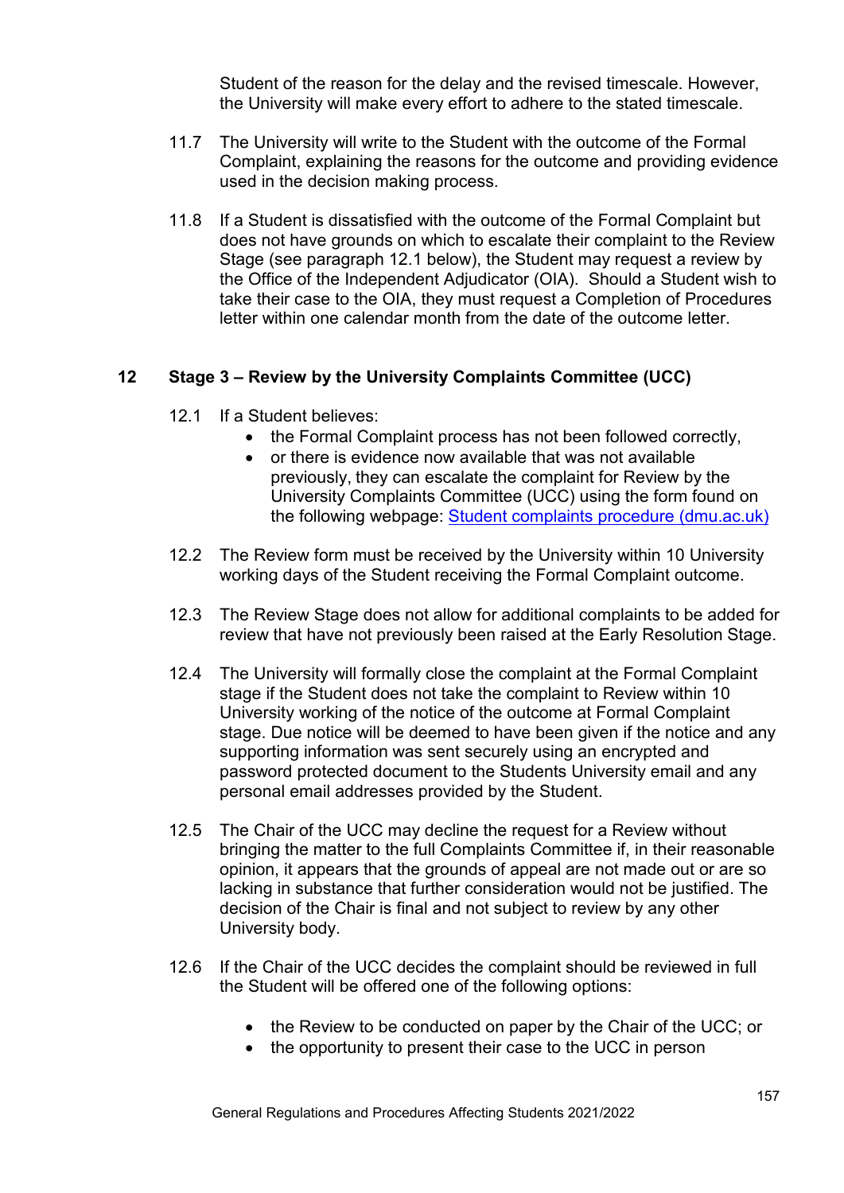Student of the reason for the delay and the revised timescale. However, the University will make every effort to adhere to the stated timescale.

11.7 The University will write to the Student with the outcome of the Formal Complaint, explaining the reasons for the outcome and providing evidence used in the decision making process.

11.8 If a Student is dissatisfied with the outcome of the Formal Complaint but does not have grounds on which to escalate their complaint to the Review Stage (see paragraph 12.1 below), the Student may request a review by the Office of the Independent Adjudicator (OIA). Should a Student wish to take their case to the OIA, they must request a Completion of Procedures letter within one calendar month from the date of the outcome letter.

## 12 Stage 3 – Review by the University Complaints Committee (UCC)

12.1 If a Student believes:

- the Formal Complaint process has not been followed correctly,
- or there is evidence now available that was not available previously, they can escalate the complaint for Review by the University Complaints Committee (UCC) using the form found on the following webpage: [Student complaints procedure (dmu.ac.uk)](https://www.dmu.ac.uk)

12.2 The Review form must be received by the University within 10 University working days of the Student receiving the Formal Complaint outcome.

12.3 The Review Stage does not allow for additional complaints to be added for review that have not previously been raised at the Early Resolution Stage.

12.4 The University will formally close the complaint at the Formal Complaint stage if the Student does not take the complaint to Review within 10 University working of the notice of the outcome at Formal Complaint stage. Due notice will be deemed to have been given if the notice and any supporting information was sent securely using an encrypted and password protected document to the Students University email and any personal email addresses provided by the Student.

12.5 The Chair of the UCC may decline the request for a Review without bringing the matter to the full Complaints Committee if, in their reasonable opinion, it appears that the grounds of appeal are not made out or are so lacking in substance that further consideration would not be justified. The decision of the Chair is final and not subject to review by any other University body.

12.6 If the Chair of the UCC decides the complaint should be reviewed in full the Student will be offered one of the following options:

- the Review to be conducted on paper by the Chair of the UCC; or
- the opportunity to present their case to the UCC in person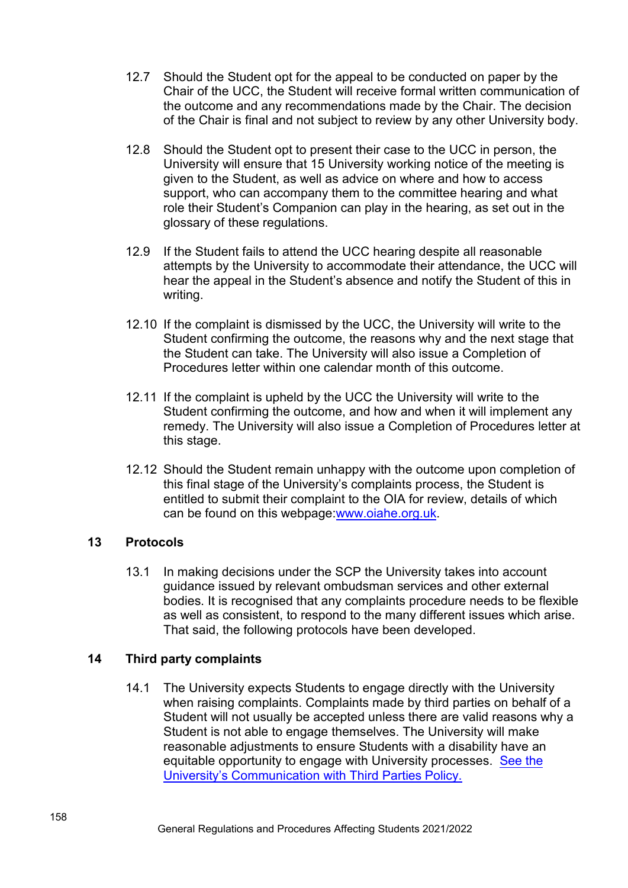12.7 Should the Student opt for the appeal to be conducted on paper by the Chair of the UCC, the Student will receive formal written communication of the outcome and any recommendations made by the Chair. The decision of the Chair is final and not subject to review by any other University body.

12.8 Should the Student opt to present their case to the UCC in person, the University will ensure that 15 University working notice of the meeting is given to the Student, as well as advice on where and how to access support, who can accompany them to the committee hearing and what role their Student's Companion can play in the hearing, as set out in the glossary of these regulations.

12.9 If the Student fails to attend the UCC hearing despite all reasonable attempts by the University to accommodate their attendance, the UCC will hear the appeal in the Student's absence and notify the Student of this in writing.

12.10 If the complaint is dismissed by the UCC, the University will write to the Student confirming the outcome, the reasons why and the next stage that the Student can take. The University will also issue a Completion of Procedures letter within one calendar month of this outcome.

12.11 If the complaint is upheld by the UCC the University will write to the Student confirming the outcome, and how and when it will implement any remedy. The University will also issue a Completion of Procedures letter at this stage.

12.12 Should the Student remain unhappy with the outcome upon completion of this final stage of the University's complaints process, the Student is entitled to submit their complaint to the OIA for review, details of which can be found on this webpage:[www.oiahe.org.uk](http://www.oiahe.org.uk).

## 13 Protocols

13.1 In making decisions under the SCP the University takes into account guidance issued by relevant ombudsman services and other external bodies. It is recognised that any complaints procedure needs to be flexible as well as consistent, to respond to the many different issues which arise. That said, the following protocols have been developed.

## 14 Third party complaints

14.1 The University expects Students to engage directly with the University when raising complaints. Complaints made by third parties on behalf of a Student will not usually be accepted unless there are valid reasons why a Student is not able to engage themselves. The University will make reasonable adjustments to ensure Students with a disability have an equitable opportunity to engage with University processes. [See the University's Communication with Third Parties Policy.]()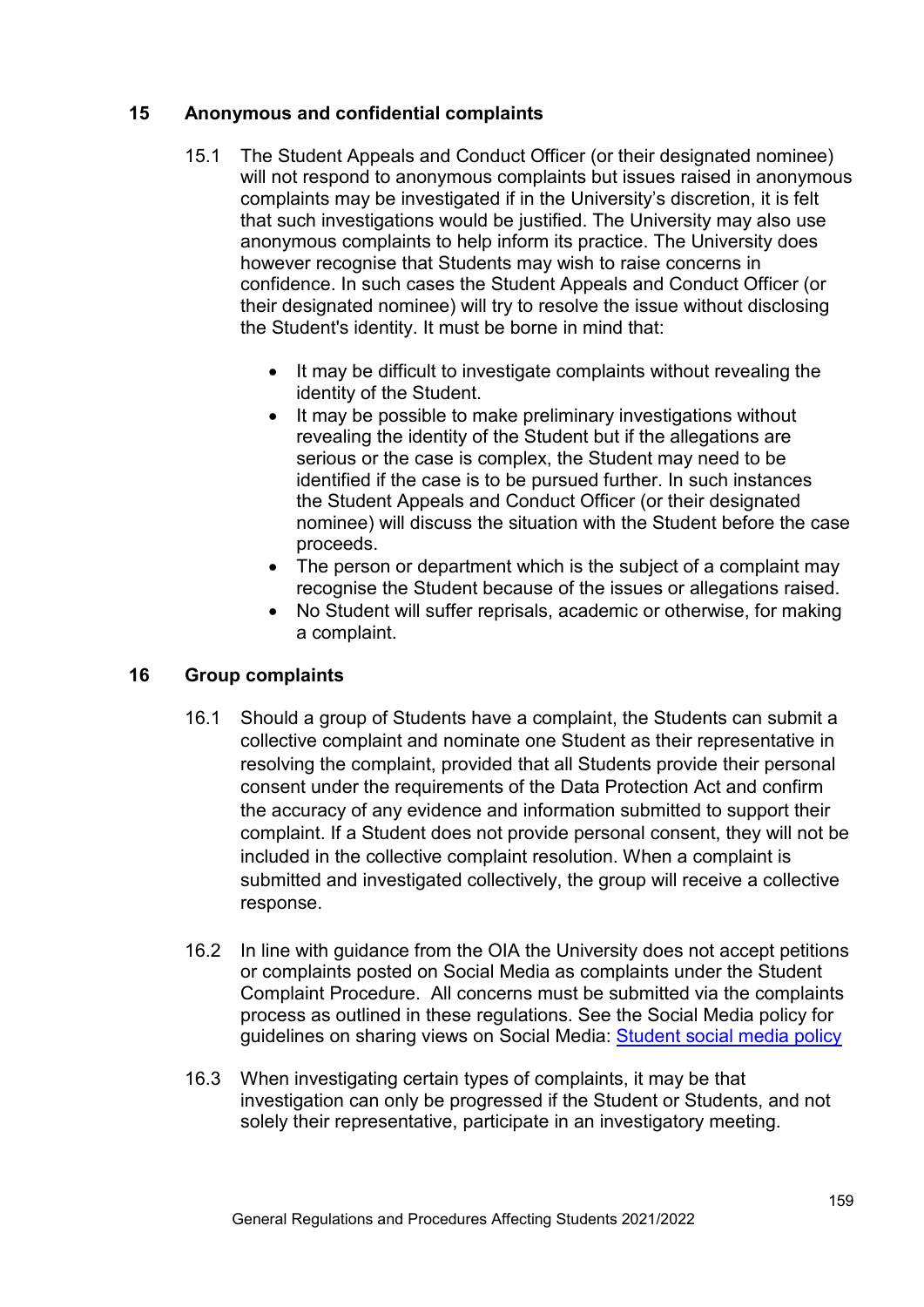## 15 Anonymous and confidential complaints

15.1 The Student Appeals and Conduct Officer (or their designated nominee) will not respond to anonymous complaints but issues raised in anonymous complaints may be investigated if in the University's discretion, it is felt that such investigations would be justified. The University may also use anonymous complaints to help inform its practice. The University does however recognise that Students may wish to raise concerns in confidence. In such cases the Student Appeals and Conduct Officer (or their designated nominee) will try to resolve the issue without disclosing the Student's identity. It must be borne in mind that:

- It may be difficult to investigate complaints without revealing the identity of the Student.
- It may be possible to make preliminary investigations without revealing the identity of the Student but if the allegations are serious or the case is complex, the Student may need to be identified if the case is to be pursued further. In such instances the Student Appeals and Conduct Officer (or their designated nominee) will discuss the situation with the Student before the case proceeds.
- The person or department which is the subject of a complaint may recognise the Student because of the issues or allegations raised.
- No Student will suffer reprisals, academic or otherwise, for making a complaint.

## 16 Group complaints

16.1 Should a group of Students have a complaint, the Students can submit a collective complaint and nominate one Student as their representative in resolving the complaint, provided that all Students provide their personal consent under the requirements of the Data Protection Act and confirm the accuracy of any evidence and information submitted to support their complaint. If a Student does not provide personal consent, they will not be included in the collective complaint resolution. When a complaint is submitted and investigated collectively, the group will receive a collective response.

16.2 In line with guidance from the OIA the University does not accept petitions or complaints posted on Social Media as complaints under the Student Complaint Procedure. All concerns must be submitted via the complaints process as outlined in these regulations. See the Social Media policy for guidelines on sharing views on Social Media: Student social media policy

16.3 When investigating certain types of complaints, it may be that investigation can only be progressed if the Student or Students, and not solely their representative, participate in an investigatory meeting.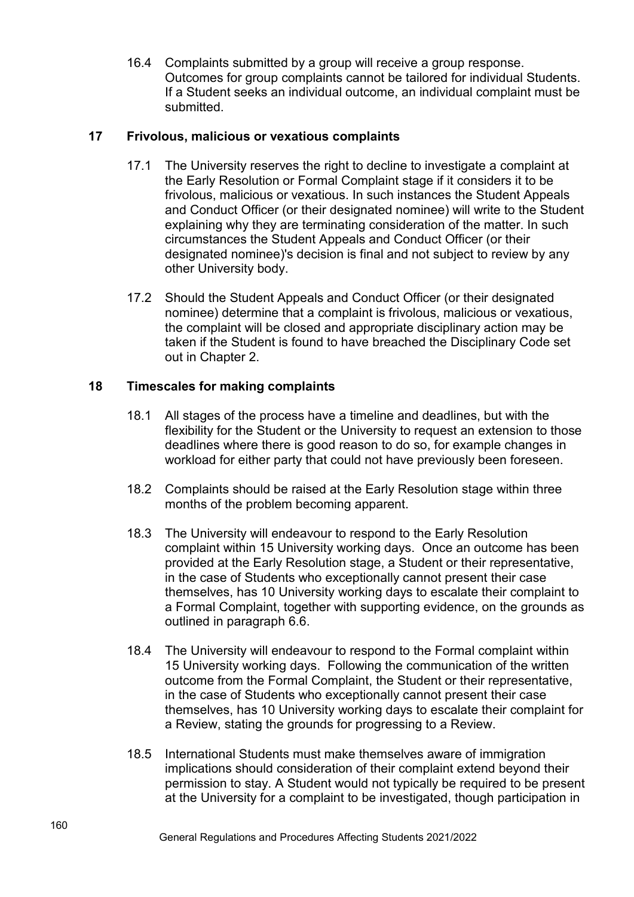16.4 Complaints submitted by a group will receive a group response. Outcomes for group complaints cannot be tailored for individual Students. If a Student seeks an individual outcome, an individual complaint must be submitted.

## 17 Frivolous, malicious or vexatious complaints

17.1 The University reserves the right to decline to investigate a complaint at the Early Resolution or Formal Complaint stage if it considers it to be frivolous, malicious or vexatious. In such instances the Student Appeals and Conduct Officer (or their designated nominee) will write to the Student explaining why they are terminating consideration of the matter. In such circumstances the Student Appeals and Conduct Officer (or their designated nominee)'s decision is final and not subject to review by any other University body.

17.2 Should the Student Appeals and Conduct Officer (or their designated nominee) determine that a complaint is frivolous, malicious or vexatious, the complaint will be closed and appropriate disciplinary action may be taken if the Student is found to have breached the Disciplinary Code set out in Chapter 2.

## 18 Timescales for making complaints

18.1 All stages of the process have a timeline and deadlines, but with the flexibility for the Student or the University to request an extension to those deadlines where there is good reason to do so, for example changes in workload for either party that could not have previously been foreseen.

18.2 Complaints should be raised at the Early Resolution stage within three months of the problem becoming apparent.

18.3 The University will endeavour to respond to the Early Resolution complaint within 15 University working days. Once an outcome has been provided at the Early Resolution stage, a Student or their representative, in the case of Students who exceptionally cannot present their case themselves, has 10 University working days to escalate their complaint to a Formal Complaint, together with supporting evidence, on the grounds as outlined in paragraph 6.6.

18.4 The University will endeavour to respond to the Formal complaint within 15 University working days. Following the communication of the written outcome from the Formal Complaint, the Student or their representative, in the case of Students who exceptionally cannot present their case themselves, has 10 University working days to escalate their complaint for a Review, stating the grounds for progressing to a Review.

18.5 International Students must make themselves aware of immigration implications should consideration of their complaint extend beyond their permission to stay. A Student would not typically be required to be present at the University for a complaint to be investigated, though participation in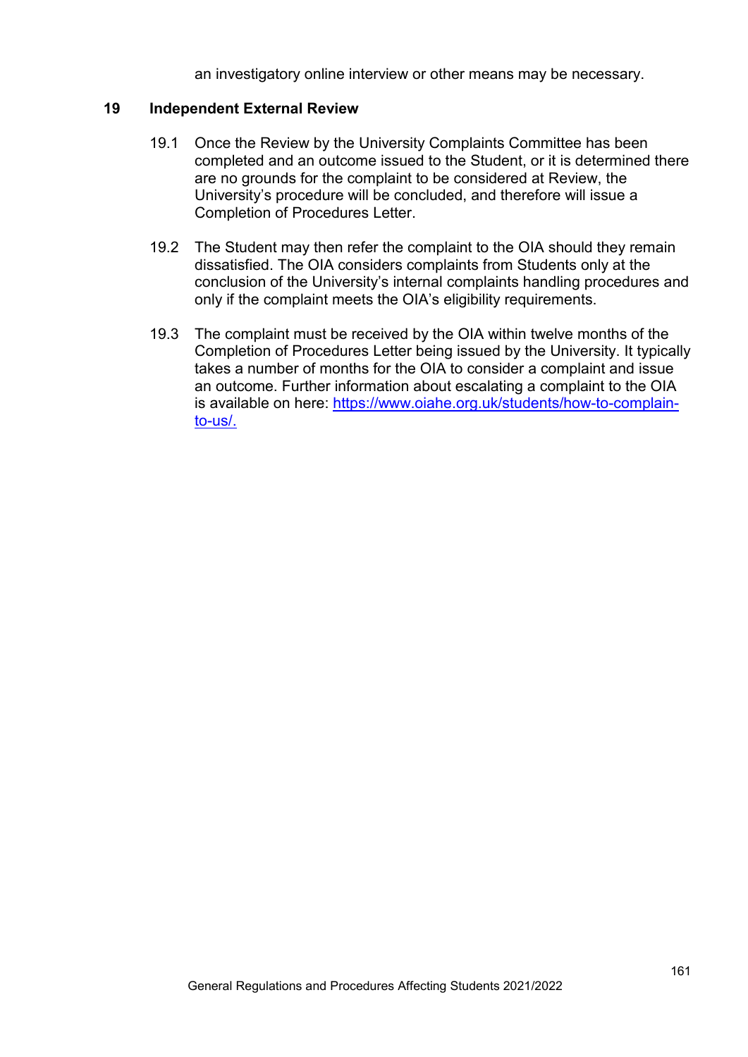an investigatory online interview or other means may be necessary.

## 19 Independent External Review

19.1 Once the Review by the University Complaints Committee has been completed and an outcome issued to the Student, or it is determined there are no grounds for the complaint to be considered at Review, the University's procedure will be concluded, and therefore will issue a Completion of Procedures Letter.

19.2 The Student may then refer the complaint to the OIA should they remain dissatisfied. The OIA considers complaints from Students only at the conclusion of the University's internal complaints handling procedures and only if the complaint meets the OIA's eligibility requirements.

19.3 The complaint must be received by the OIA within twelve months of the Completion of Procedures Letter being issued by the University. It typically takes a number of months for the OIA to consider a complaint and issue an outcome. Further information about escalating a complaint to the OIA is available on here: [https://www.oiahe.org.uk/students/how-to-complain-to-us/.](https://www.oiahe.org.uk/students/how-to-complain-to-us/)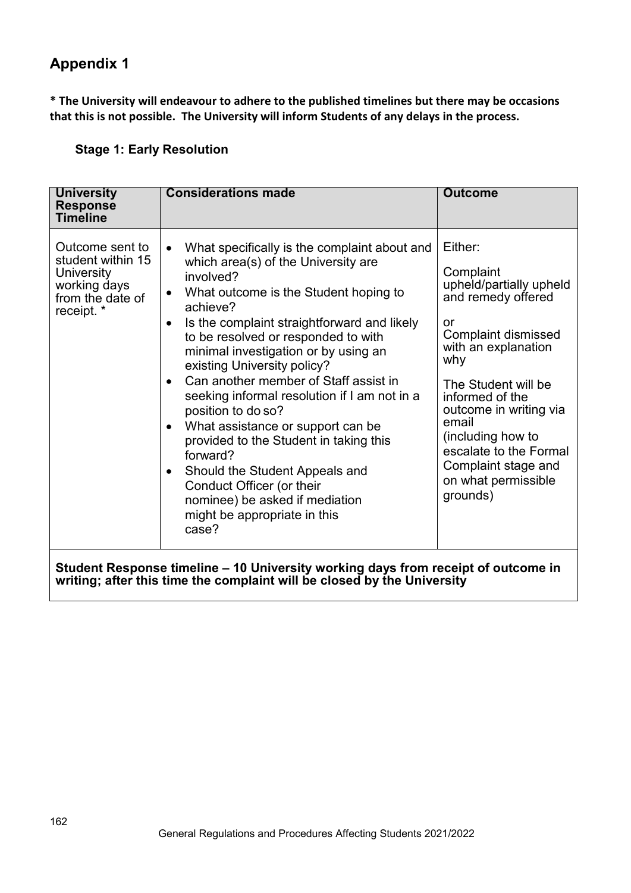## Appendix 1

**\* The University will endeavour to adhere to the published timelines but there may be occasions that this is not possible. The University will inform Students of any delays in the process.**

### Stage 1: Early Resolution

| University Response Timeline | Considerations made | Outcome |
|---|---|---|
| Outcome sent to student within 15 University working days from the date of receipt. * | • What specifically is the complaint about and which area(s) of the University are involved?<br>• What outcome is the Student hoping to achieve?<br>• Is the complaint straightforward and likely to be resolved or responded to with minimal investigation or by using an existing University policy?<br>• Can another member of Staff assist in seeking informal resolution if I am not in a position to do so?<br>• What assistance or support can be provided to the Student in taking this forward?<br>• Should the Student Appeals and Conduct Officer (or their nominee) be asked if mediation might be appropriate in this case? | Either:<br><br>Complaint upheld/partially upheld and remedy offered<br><br>or<br>Complaint dismissed with an explanation why<br><br>The Student will be informed of the outcome in writing via email (including how to escalate to the Formal Complaint stage and on what permissible grounds) |
| **Student Response timeline – 10 University working days from receipt of outcome in writing; after this time the complaint will be closed by the University** | | |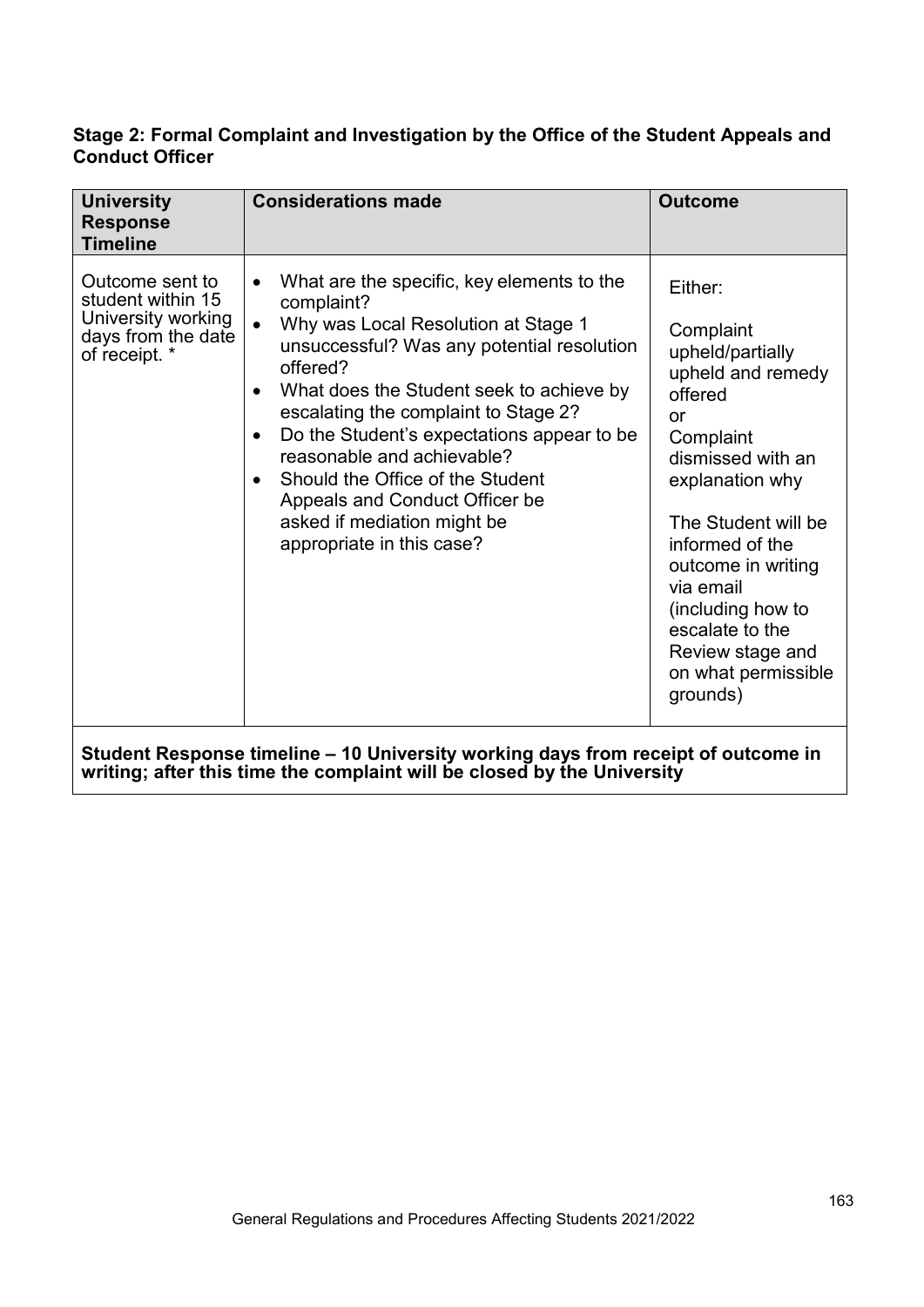**Stage 2: Formal Complaint and Investigation by the Office of the Student Appeals and Conduct Officer**

| University Response Timeline | Considerations made | Outcome |
|---|---|---|
| Outcome sent to student within 15 University working days from the date of receipt. * | • What are the specific, key elements to the complaint?<br>• Why was Local Resolution at Stage 1 unsuccessful? Was any potential resolution offered?<br>• What does the Student seek to achieve by escalating the complaint to Stage 2?<br>• Do the Student's expectations appear to be reasonable and achievable?<br>• Should the Office of the Student Appeals and Conduct Officer be asked if mediation might be appropriate in this case? | Either:<br><br>Complaint upheld/partially upheld and remedy offered<br>or<br>Complaint dismissed with an explanation why<br><br>The Student will be informed of the outcome in writing via email (including how to escalate to the Review stage and on what permissible grounds) |
| **Student Response timeline – 10 University working days from receipt of outcome in writing; after this time the complaint will be closed by the University** | | |

General Regulations and Procedures Affecting Students 2021/2022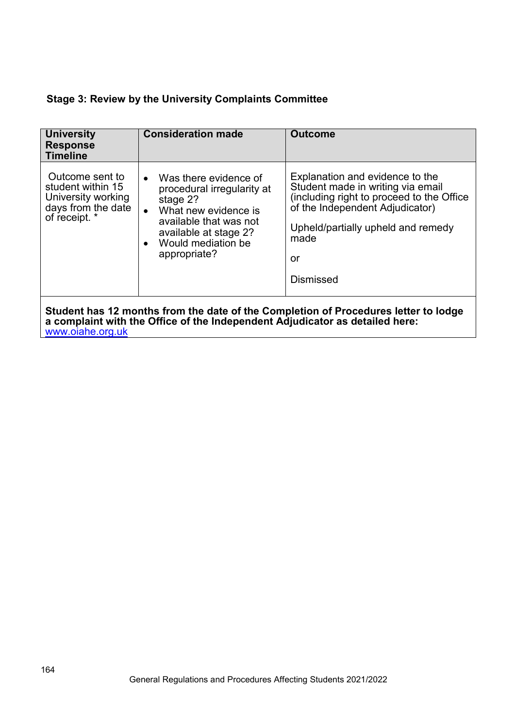**Stage 3: Review by the University Complaints Committee**

| University Response Timeline | Consideration made | Outcome |
|---|---|---|
| Outcome sent to student within 15 University working days from the date of receipt. * | • Was there evidence of procedural irregularity at stage 2?<br>• What new evidence is available that was not available at stage 2?<br>• Would mediation be appropriate? | Explanation and evidence to the Student made in writing via email (including right to proceed to the Office of the Independent Adjudicator)<br><br>Upheld/partially upheld and remedy made<br><br>or<br><br>Dismissed |
| **Student has 12 months from the date of the Completion of Procedures letter to lodge a complaint with the Office of the Independent Adjudicator as detailed here:** [www.oiahe.org.uk](http://www.oiahe.org.uk) | | |